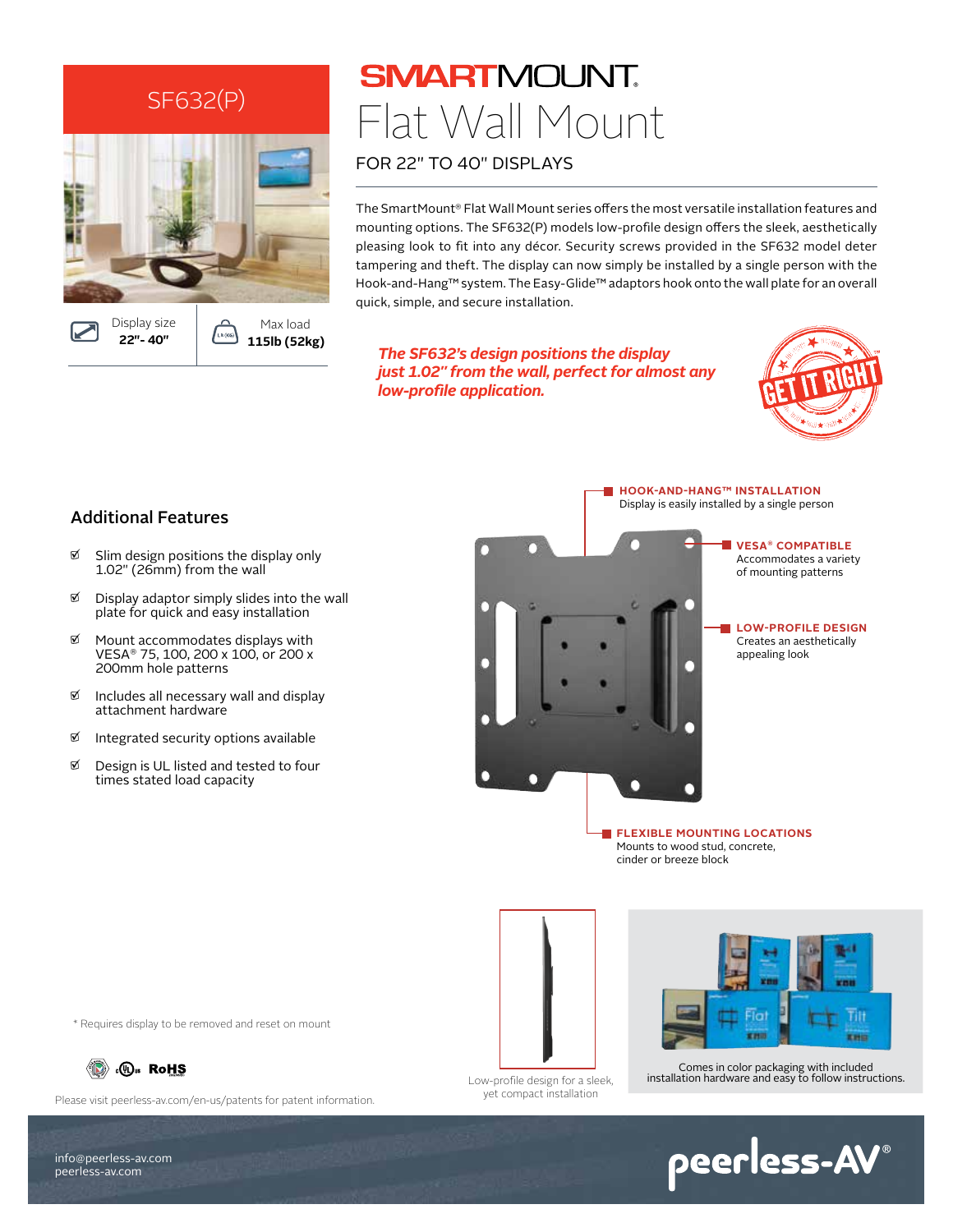# SF632(P)

Display size **22"- 40"**

Max load **115lb (52kg)**

# SMARTMOUNT. Flat Wall Mount

## FOR 22" TO 40" DISPLAYS

The SmartMount® Flat Wall Mount series offers the most versatile installation features and mounting options. The SF632(P) models low-profile design offers the sleek, aesthetically pleasing look to fit into any décor. Security screws provided in the SF632 model deter tampering and theft. The display can now simply be installed by a single person with the Hook-and-Hang™ system. The Easy-Glide™ adaptors hook onto the wall plate for an overall quick, simple, and secure installation.

***The SF632's design positions the display just 1.02" from the wall, perfect for almost any low-profile application.***

GET IT RIGHT™

## Additional Features

- Slim design positions the display only 1.02" (26mm) from the wall
- Display adaptor simply slides into the wall plate for quick and easy installation
- Mount accommodates displays with VESA® 75, 100, 200 x 100, or 200 x 200mm hole patterns
- Includes all necessary wall and display attachment hardware
- Integrated security options available
- Design is UL listed and tested to four times stated load capacity

**HOOK-AND-HANG™ INSTALLATION**
Display is easily installed by a single person

**VESA® COMPATIBLE**
Accommodates a variety of mounting patterns

**LOW-PROFILE DESIGN**
Creates an aesthetically appealing look

**FLEXIBLE MOUNTING LOCATIONS**
Mounts to wood stud, concrete, cinder or breeze block

\* Requires display to be removed and reset on mount

Low-profile design for a sleek, yet compact installation

Comes in color packaging with included installation hardware and easy to follow instructions.

RoHS

Please visit peerless-av.com/en-us/patents for patent information.

info@peerless-av.com
peerless-av.com

peerless-AV®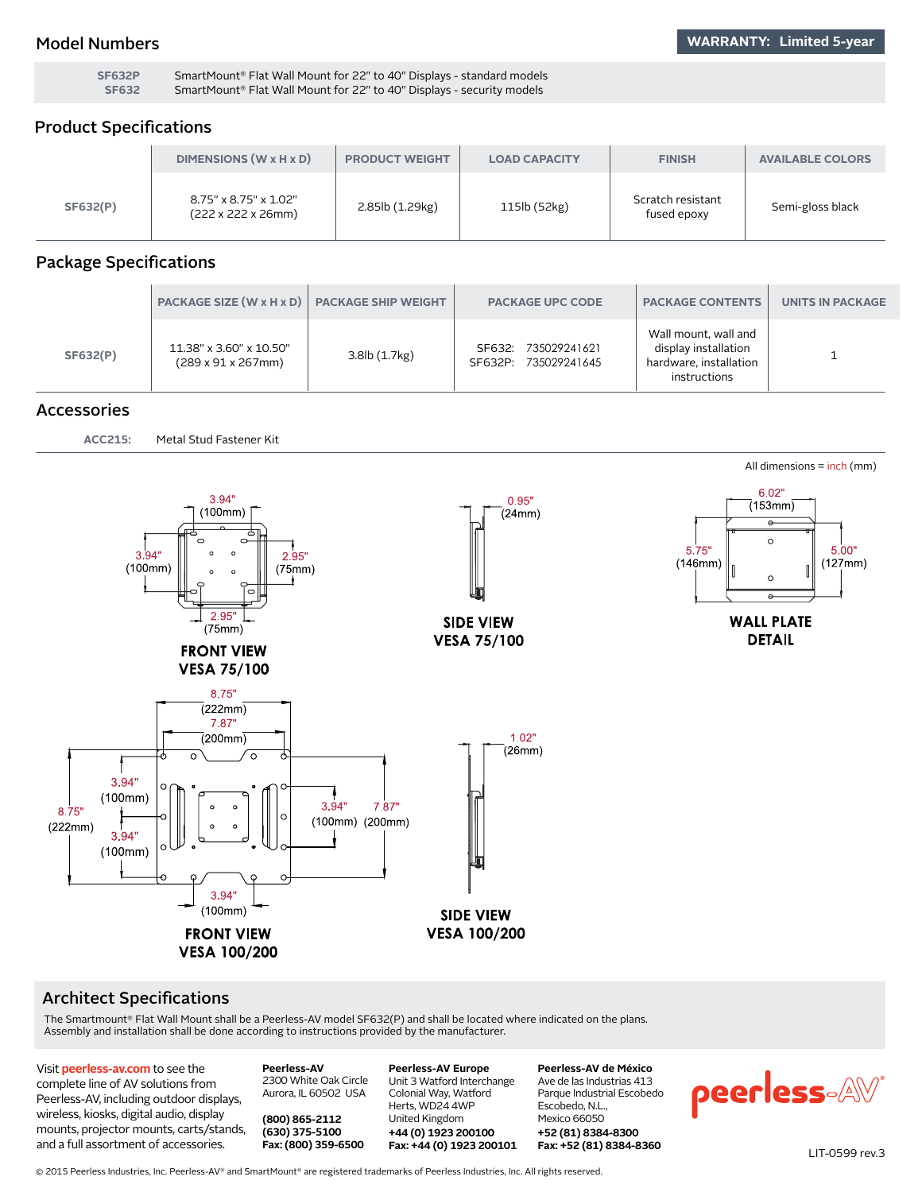## Model Numbers

**WARRANTY: Limited 5-year**

| | |
|---|---|
| SF632P | SmartMount® Flat Wall Mount for 22" to 40" Displays - standard models |
| SF632 | SmartMount® Flat Wall Mount for 22" to 40" Displays - security models |

## Product Specifications

| | DIMENSIONS (W x H x D) | PRODUCT WEIGHT | LOAD CAPACITY | FINISH | AVAILABLE COLORS |
|---|---|---|---|---|---|
| SF632(P) | 8.75" x 8.75" x 1.02" (222 x 222 x 26mm) | 2.85lb (1.29kg) | 115lb (52kg) | Scratch resistant fused epoxy | Semi-gloss black |

## Package Specifications

| | PACKAGE SIZE (W x H x D) | PACKAGE SHIP WEIGHT | PACKAGE UPC CODE | PACKAGE CONTENTS | UNITS IN PACKAGE |
|---|---|---|---|---|---|
| SF632(P) | 11.38" x 3.60" x 10.50" (289 x 91 x 267mm) | 3.8lb (1.7kg) | SF632: 735029241621 SF632P: 735029241645 | Wall mount, wall and display installation hardware, installation instructions | 1 |

## Accessories

**ACC215:** Metal Stud Fastener Kit

All dimensions = inch (mm)

3.94" (100mm)
3.94" (100mm)
2.95" (75mm)
2.95" (75mm)

**FRONT VIEW VESA 75/100**

0.95" (24mm)

**SIDE VIEW VESA 75/100**

6.02" (153mm)
5.75" (146mm)
5.00" (127mm)

**WALL PLATE DETAIL**

8.75" (222mm)
7.87" (200mm)
8.75" (222mm)
3.94" (100mm)
3.94" (100mm)
3.94" (100mm)
7.87" (200mm)
3.94" (100mm)

**FRONT VIEW VESA 100/200**

1.02" (26mm)

**SIDE VIEW VESA 100/200**

## Architect Specifications

The Smartmount® Flat Wall Mount shall be a Peerless-AV model SF632(P) and shall be located where indicated on the plans. Assembly and installation shall be done according to instructions provided by the manufacturer.

Visit **peerless-av.com** to see the complete line of AV solutions from Peerless-AV, including outdoor displays, wireless, kiosks, digital audio, display mounts, projector mounts, carts/stands, and a full assortment of accessories.

**Peerless-AV**
2300 White Oak Circle
Aurora, IL 60502 USA

**(800) 865-2112**
**(630) 375-5100**
**Fax: (800) 359-6500**

**Peerless-AV Europe**
Unit 3 Watford Interchange
Colonial Way, Watford
Herts, WD24 4WP
United Kingdom
**+44 (0) 1923 200100**
**Fax: +44 (0) 1923 200101**

**Peerless-AV de México**
Ave de las Industrias 413
Parque Industrial Escobedo
Escobedo, N.L.,
Mexico 66050
**+52 (81) 8384-8300**
**Fax: +52 (81) 8384-8360**

peerless-AV®

LIT-0599 rev.3

© 2015 Peerless Industries, Inc. Peerless-AV® and SmartMount® are registered trademarks of Peerless Industries, Inc. All rights reserved.